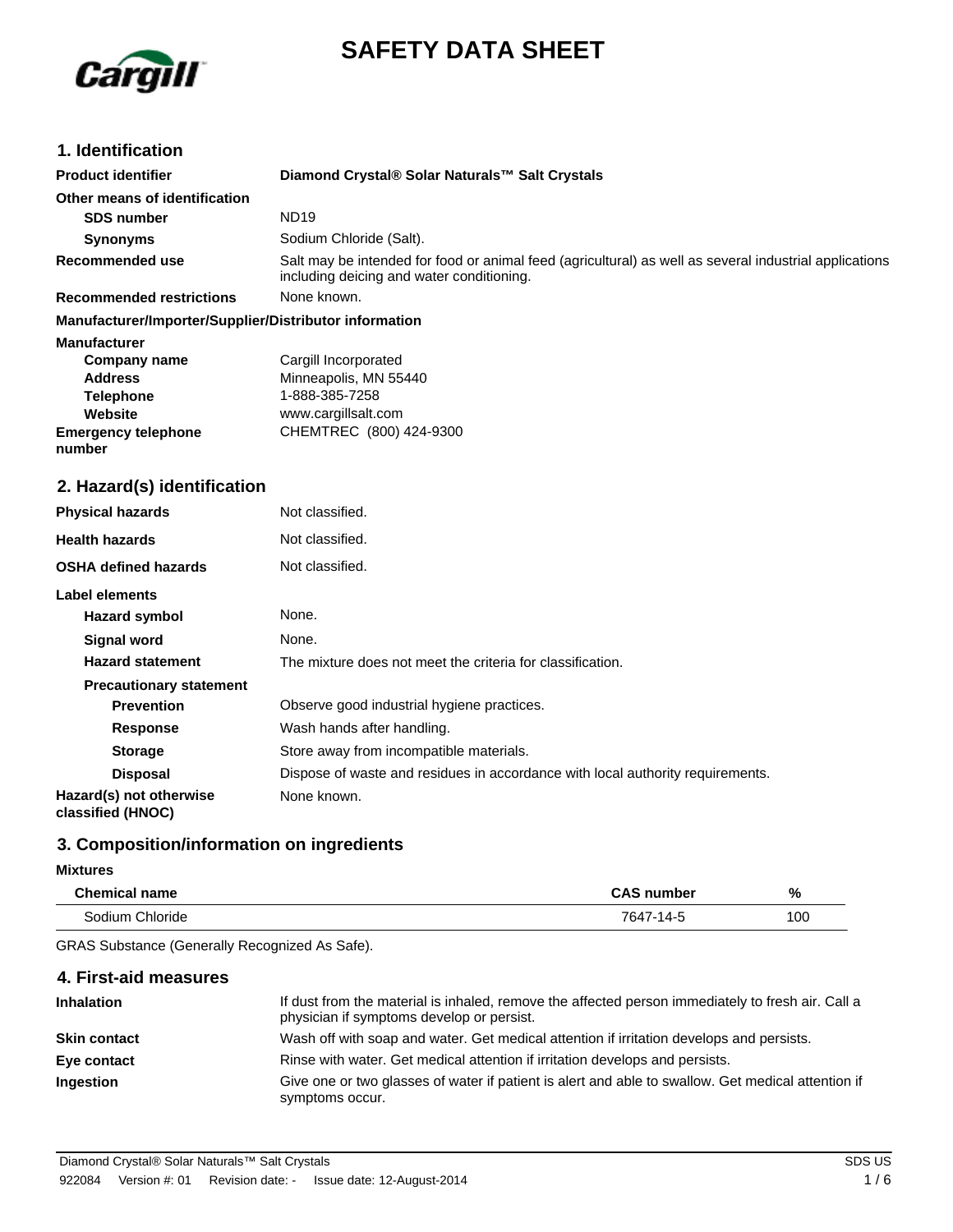# SAFETY DATA SHEET

## 1. Identification

| | |
|---|---|
| **Product identifier** | **Diamond Crystal® Solar Naturals™ Salt Crystals** |
| **Other means of identification** | |
| **SDS number** | ND19 |
| **Synonyms** | Sodium Chloride (Salt). |
| **Recommended use** | Salt may be intended for food or animal feed (agricultural) as well as several industrial applications including deicing and water conditioning. |
| **Recommended restrictions** | None known. |

**Manufacturer/Importer/Supplier/Distributor information**

| | |
|---|---|
| **Manufacturer** | |
| **Company name** | Cargill Incorporated |
| **Address** | Minneapolis, MN 55440 |
| **Telephone** | 1-888-385-7258 |
| **Website** | www.cargillsalt.com |
| **Emergency telephone number** | CHEMTREC (800) 424-9300 |

## 2. Hazard(s) identification

| | |
|---|---|
| **Physical hazards** | Not classified. |
| **Health hazards** | Not classified. |
| **OSHA defined hazards** | Not classified. |
| **Label elements** | |
| **Hazard symbol** | None. |
| **Signal word** | None. |
| **Hazard statement** | The mixture does not meet the criteria for classification. |
| **Precautionary statement** | |
| **Prevention** | Observe good industrial hygiene practices. |
| **Response** | Wash hands after handling. |
| **Storage** | Store away from incompatible materials. |
| **Disposal** | Dispose of waste and residues in accordance with local authority requirements. |
| **Hazard(s) not otherwise classified (HNOC)** | None known. |

## 3. Composition/information on ingredients

**Mixtures**

| Chemical name | CAS number | % |
|---|---|---|
| Sodium Chloride | 7647-14-5 | 100 |

GRAS Substance (Generally Recognized As Safe).

## 4. First-aid measures

| | |
|---|---|
| **Inhalation** | If dust from the material is inhaled, remove the affected person immediately to fresh air. Call a physician if symptoms develop or persist. |
| **Skin contact** | Wash off with soap and water. Get medical attention if irritation develops and persists. |
| **Eye contact** | Rinse with water. Get medical attention if irritation develops and persists. |
| **Ingestion** | Give one or two glasses of water if patient is alert and able to swallow. Get medical attention if symptoms occur. |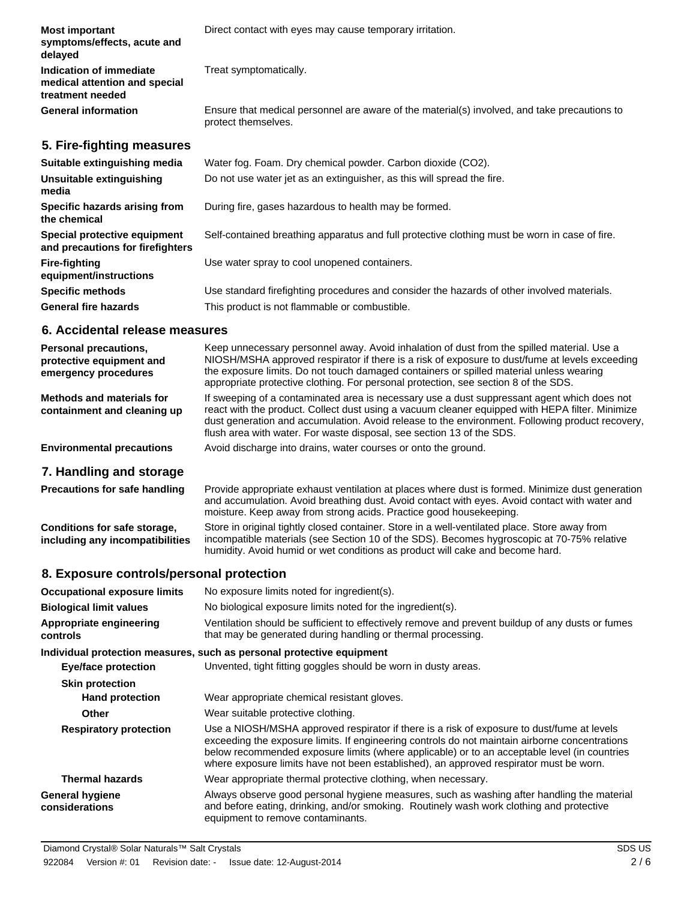| | |
|---|---|
| **Most important symptoms/effects, acute and delayed** | Direct contact with eyes may cause temporary irritation. |
| **Indication of immediate medical attention and special treatment needed** | Treat symptomatically. |
| **General information** | Ensure that medical personnel are aware of the material(s) involved, and take precautions to protect themselves. |

## 5. Fire-fighting measures

| | |
|---|---|
| **Suitable extinguishing media** | Water fog. Foam. Dry chemical powder. Carbon dioxide ($CO_2$). |
| **Unsuitable extinguishing media** | Do not use water jet as an extinguisher, as this will spread the fire. |
| **Specific hazards arising from the chemical** | During fire, gases hazardous to health may be formed. |
| **Special protective equipment and precautions for firefighters** | Self-contained breathing apparatus and full protective clothing must be worn in case of fire. |
| **Fire-fighting equipment/instructions** | Use water spray to cool unopened containers. |
| **Specific methods** | Use standard firefighting procedures and consider the hazards of other involved materials. |
| **General fire hazards** | This product is not flammable or combustible. |

## 6. Accidental release measures

| | |
|---|---|
| **Personal precautions, protective equipment and emergency procedures** | Keep unnecessary personnel away. Avoid inhalation of dust from the spilled material. Use a NIOSH/MSHA approved respirator if there is a risk of exposure to dust/fume at levels exceeding the exposure limits. Do not touch damaged containers or spilled material unless wearing appropriate protective clothing. For personal protection, see section 8 of the SDS. |
| **Methods and materials for containment and cleaning up** | If sweeping of a contaminated area is necessary use a dust suppressant agent which does not react with the product. Collect dust using a vacuum cleaner equipped with HEPA filter. Minimize dust generation and accumulation. Avoid release to the environment. Following product recovery, flush area with water. For waste disposal, see section 13 of the SDS. |
| **Environmental precautions** | Avoid discharge into drains, water courses or onto the ground. |

## 7. Handling and storage

| | |
|---|---|
| **Precautions for safe handling** | Provide appropriate exhaust ventilation at places where dust is formed. Minimize dust generation and accumulation. Avoid breathing dust. Avoid contact with eyes. Avoid contact with water and moisture. Keep away from strong acids. Practice good housekeeping. |
| **Conditions for safe storage, including any incompatibilities** | Store in original tightly closed container. Store in a well-ventilated place. Store away from incompatible materials (see Section 10 of the SDS). Becomes hygroscopic at 70-75% relative humidity. Avoid humid or wet conditions as product will cake and become hard. |

## 8. Exposure controls/personal protection

| | |
|---|---|
| **Occupational exposure limits** | No exposure limits noted for ingredient(s). |
| **Biological limit values** | No biological exposure limits noted for the ingredient(s). |
| **Appropriate engineering controls** | Ventilation should be sufficient to effectively remove and prevent buildup of any dusts or fumes that may be generated during handling or thermal processing. |

**Individual protection measures, such as personal protective equipment**

| | |
|---|---|
| **Eye/face protection** | Unvented, tight fitting goggles should be worn in dusty areas. |
| **Skin protection** | |
| **Hand protection** | Wear appropriate chemical resistant gloves. |
| **Other** | Wear suitable protective clothing. |
| **Respiratory protection** | Use a NIOSH/MSHA approved respirator if there is a risk of exposure to dust/fume at levels exceeding the exposure limits. If engineering controls do not maintain airborne concentrations below recommended exposure limits (where applicable) or to an acceptable level (in countries where exposure limits have not been established), an approved respirator must be worn. |
| **Thermal hazards** | Wear appropriate thermal protective clothing, when necessary. |
| **General hygiene considerations** | Always observe good personal hygiene measures, such as washing after handling the material and before eating, drinking, and/or smoking. Routinely wash work clothing and protective equipment to remove contaminants. |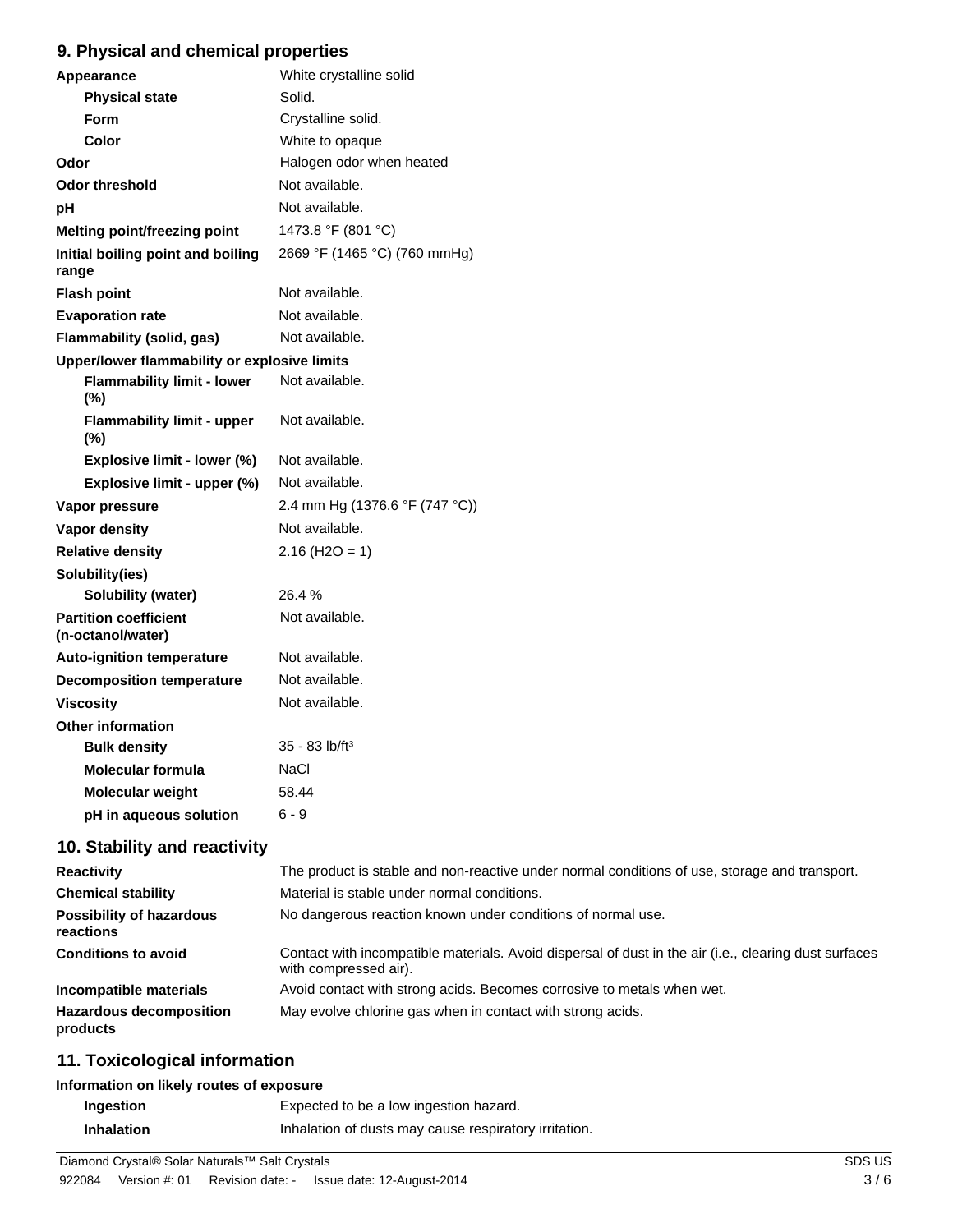## 9. Physical and chemical properties

| | |
|---|---|
| **Appearance** | White crystalline solid |
| **Physical state** | Solid. |
| **Form** | Crystalline solid. |
| **Color** | White to opaque |
| **Odor** | Halogen odor when heated |
| **Odor threshold** | Not available. |
| **pH** | Not available. |
| **Melting point/freezing point** | 1473.8 °F (801 °C) |
| **Initial boiling point and boiling range** | 2669 °F (1465 °C) (760 mmHg) |
| **Flash point** | Not available. |
| **Evaporation rate** | Not available. |
| **Flammability (solid, gas)** | Not available. |
| **Upper/lower flammability or explosive limits** | |
| **Flammability limit - lower (%)** | Not available. |
| **Flammability limit - upper (%)** | Not available. |
| **Explosive limit - lower (%)** | Not available. |
| **Explosive limit - upper (%)** | Not available. |
| **Vapor pressure** | 2.4 mm Hg (1376.6 °F (747 °C)) |
| **Vapor density** | Not available. |
| **Relative density** | 2.16 ($H_2O$ = 1) |
| **Solubility(ies)** | |
| **Solubility (water)** | 26.4 % |
| **Partition coefficient (n-octanol/water)** | Not available. |
| **Auto-ignition temperature** | Not available. |
| **Decomposition temperature** | Not available. |
| **Viscosity** | Not available. |
| **Other information** | |
| **Bulk density** | 35 - 83 lb/ft³ |
| **Molecular formula** | NaCl |
| **Molecular weight** | 58.44 |
| **pH in aqueous solution** | 6 - 9 |

## 10. Stability and reactivity

| | |
|---|---|
| **Reactivity** | The product is stable and non-reactive under normal conditions of use, storage and transport. |
| **Chemical stability** | Material is stable under normal conditions. |
| **Possibility of hazardous reactions** | No dangerous reaction known under conditions of normal use. |
| **Conditions to avoid** | Contact with incompatible materials. Avoid dispersal of dust in the air (i.e., clearing dust surfaces with compressed air). |
| **Incompatible materials** | Avoid contact with strong acids. Becomes corrosive to metals when wet. |
| **Hazardous decomposition products** | May evolve chlorine gas when in contact with strong acids. |

## 11. Toxicological information

**Information on likely routes of exposure**

| | |
|---|---|
| **Ingestion** | Expected to be a low ingestion hazard. |
| **Inhalation** | Inhalation of dusts may cause respiratory irritation. |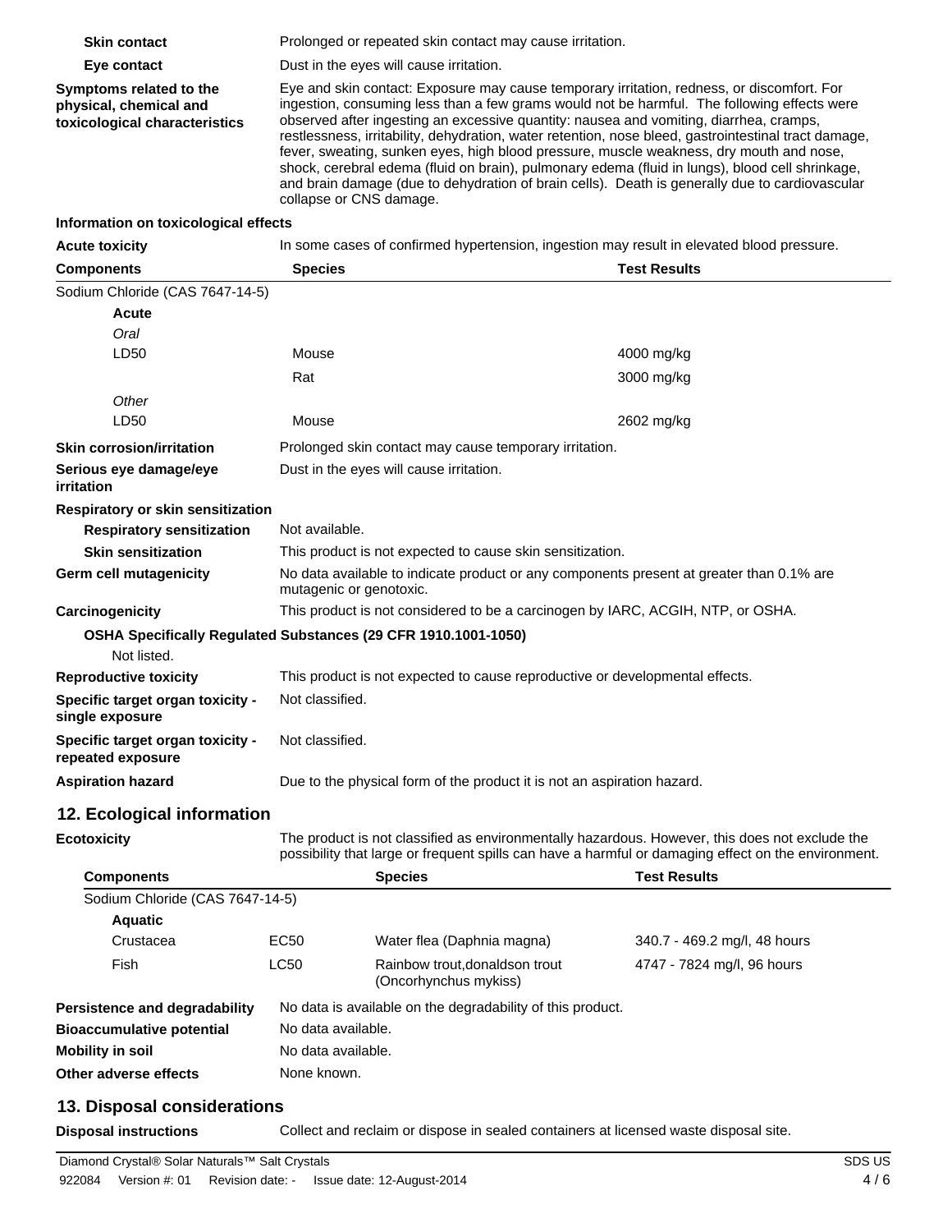**Skin contact** Prolonged or repeated skin contact may cause irritation.

**Eye contact** Dust in the eyes will cause irritation.

**Symptoms related to the physical, chemical and toxicological characteristics** Eye and skin contact: Exposure may cause temporary irritation, redness, or discomfort. For ingestion, consuming less than a few grams would not be harmful. The following effects were observed after ingesting an excessive quantity: nausea and vomiting, diarrhea, cramps, restlessness, irritability, dehydration, water retention, nose bleed, gastrointestinal tract damage, fever, sweating, sunken eyes, high blood pressure, muscle weakness, dry mouth and nose, shock, cerebral edema (fluid on brain), pulmonary edema (fluid in lungs), blood cell shrinkage, and brain damage (due to dehydration of brain cells). Death is generally due to cardiovascular collapse or CNS damage.

**Information on toxicological effects**

**Acute toxicity** In some cases of confirmed hypertension, ingestion may result in elevated blood pressure.

| Components | Species | Test Results |
|---|---|---|
| Sodium Chloride (CAS 7647-14-5) | | |
| **Acute** | | |
| *Oral* | | |
| LD50 | Mouse | 4000 mg/kg |
| | Rat | 3000 mg/kg |
| *Other* | | |
| LD50 | Mouse | 2602 mg/kg |

**Skin corrosion/irritation** Prolonged skin contact may cause temporary irritation.

**Serious eye damage/eye irritation** Dust in the eyes will cause irritation.

**Respiratory or skin sensitization**

**Respiratory sensitization** Not available.

**Skin sensitization** This product is not expected to cause skin sensitization.

**Germ cell mutagenicity** No data available to indicate product or any components present at greater than 0.1% are mutagenic or genotoxic.

**Carcinogenicity** This product is not considered to be a carcinogen by IARC, ACGIH, NTP, or OSHA.

**OSHA Specifically Regulated Substances (29 CFR 1910.1001-1050)**

Not listed.

**Reproductive toxicity** This product is not expected to cause reproductive or developmental effects.

**Specific target organ toxicity - single exposure** Not classified.

**Specific target organ toxicity - repeated exposure** Not classified.

**Aspiration hazard** Due to the physical form of the product it is not an aspiration hazard.

## 12. Ecological information

**Ecotoxicity** The product is not classified as environmentally hazardous. However, this does not exclude the possibility that large or frequent spills can have a harmful or damaging effect on the environment.

| Components | | Species | Test Results |
|---|---|---|---|
| Sodium Chloride (CAS 7647-14-5) | | | |
| **Aquatic** | | | |
| Crustacea | EC50 | Water flea (Daphnia magna) | 340.7 - 469.2 mg/l, 48 hours |
| Fish | LC50 | Rainbow trout,donaldson trout (Oncorhynchus mykiss) | 4747 - 7824 mg/l, 96 hours |

**Persistence and degradability** No data is available on the degradability of this product.

**Bioaccumulative potential** No data available.

**Mobility in soil** No data available.

**Other adverse effects** None known.

## 13. Disposal considerations

**Disposal instructions** Collect and reclaim or dispose in sealed containers at licensed waste disposal site.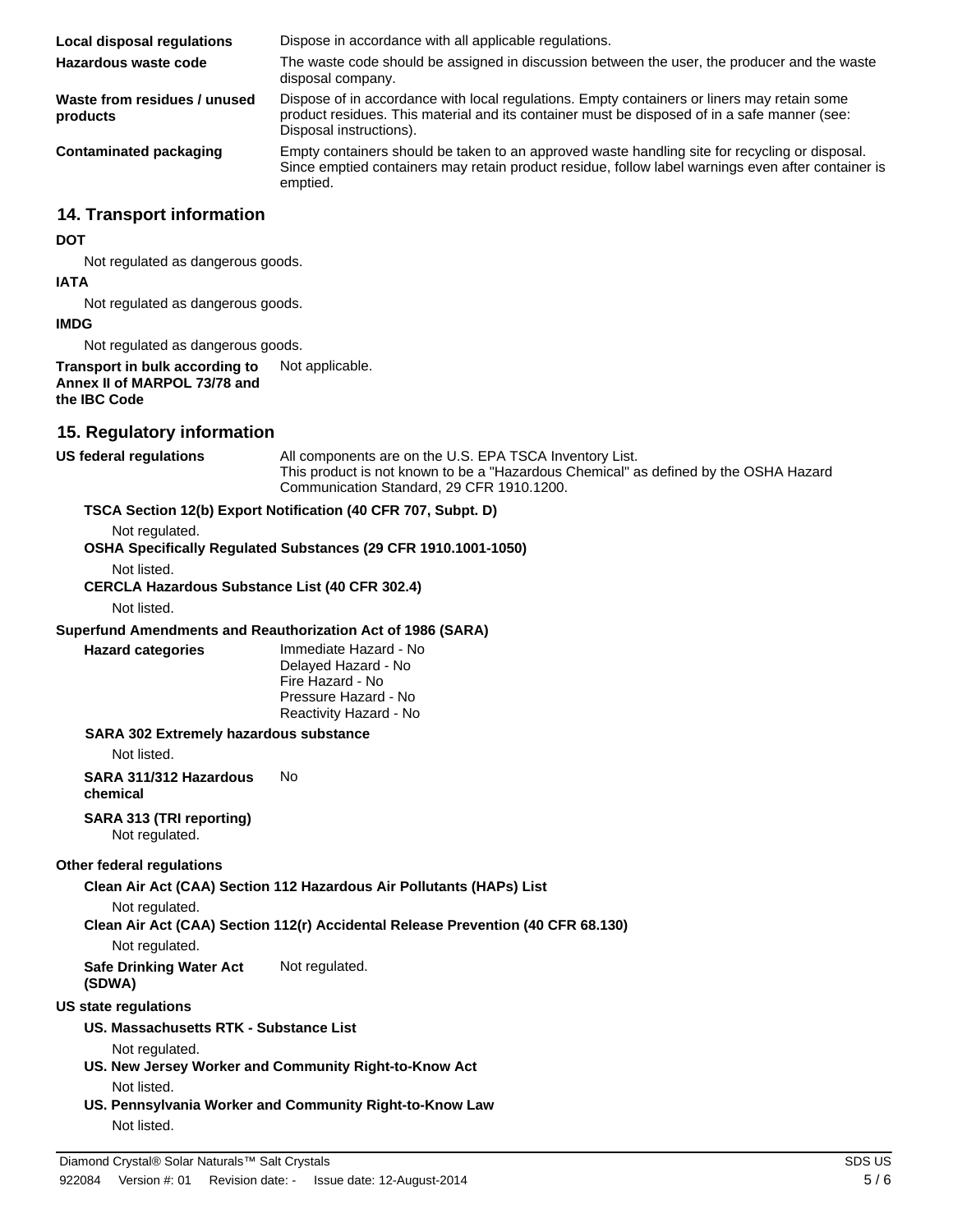**Local disposal regulations** Dispose in accordance with all applicable regulations.

**Hazardous waste code** The waste code should be assigned in discussion between the user, the producer and the waste disposal company.

**Waste from residues / unused products** Dispose of in accordance with local regulations. Empty containers or liners may retain some product residues. This material and its container must be disposed of in a safe manner (see: Disposal instructions).

**Contaminated packaging** Empty containers should be taken to an approved waste handling site for recycling or disposal. Since emptied containers may retain product residue, follow label warnings even after container is emptied.

## 14. Transport information

**DOT**

Not regulated as dangerous goods.

**IATA**

Not regulated as dangerous goods.

**IMDG**

Not regulated as dangerous goods.

**Transport in bulk according to Annex II of MARPOL 73/78 and the IBC Code** Not applicable.

## 15. Regulatory information

**US federal regulations** All components are on the U.S. EPA TSCA Inventory List.
This product is not known to be a "Hazardous Chemical" as defined by the OSHA Hazard Communication Standard, 29 CFR 1910.1200.

**TSCA Section 12(b) Export Notification (40 CFR 707, Subpt. D)**

Not regulated.

**OSHA Specifically Regulated Substances (29 CFR 1910.1001-1050)**

Not listed.

**CERCLA Hazardous Substance List (40 CFR 302.4)**

Not listed.

**Superfund Amendments and Reauthorization Act of 1986 (SARA)**

**Hazard categories**
Immediate Hazard - No
Delayed Hazard - No
Fire Hazard - No
Pressure Hazard - No
Reactivity Hazard - No

**SARA 302 Extremely hazardous substance**

Not listed.

**SARA 311/312 Hazardous chemical** No

**SARA 313 (TRI reporting)**

Not regulated.

**Other federal regulations**

**Clean Air Act (CAA) Section 112 Hazardous Air Pollutants (HAPs) List**

Not regulated.

**Clean Air Act (CAA) Section 112(r) Accidental Release Prevention (40 CFR 68.130)**

Not regulated.

**Safe Drinking Water Act (SDWA)** Not regulated.

**US state regulations**

**US. Massachusetts RTK - Substance List**

Not regulated.

**US. New Jersey Worker and Community Right-to-Know Act**

Not listed.

**US. Pennsylvania Worker and Community Right-to-Know Law**

Not listed.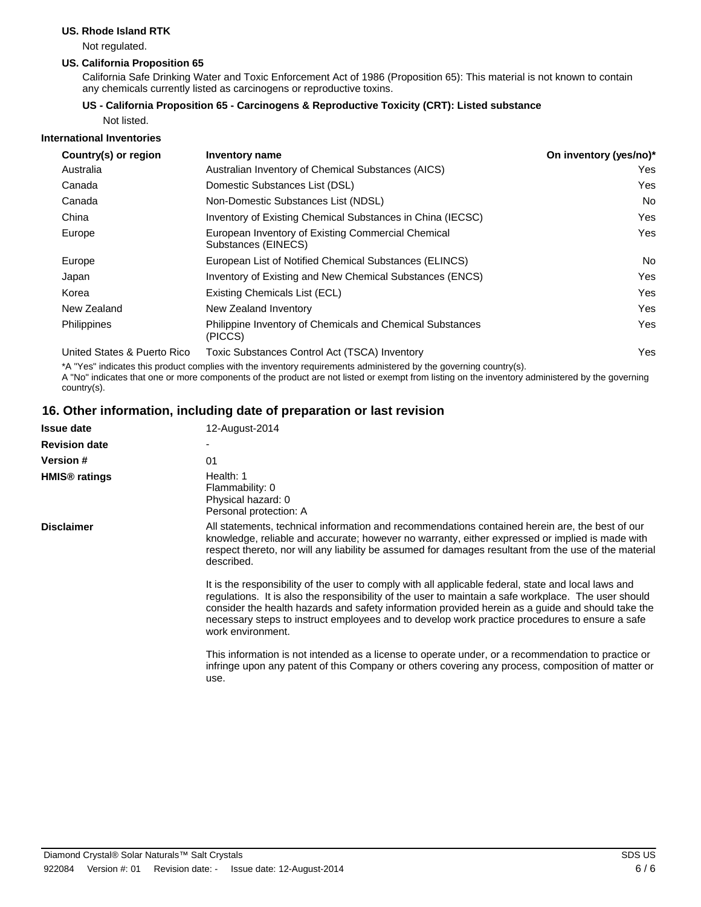**US. Rhode Island RTK**

Not regulated.

**US. California Proposition 65**

California Safe Drinking Water and Toxic Enforcement Act of 1986 (Proposition 65): This material is not known to contain any chemicals currently listed as carcinogens or reproductive toxins.

**US - California Proposition 65 - Carcinogens & Reproductive Toxicity (CRT): Listed substance**

Not listed.

**International Inventories**

| Country(s) or region | Inventory name | On inventory (yes/no)* |
|---|---|---|
| Australia | Australian Inventory of Chemical Substances (AICS) | Yes |
| Canada | Domestic Substances List (DSL) | Yes |
| Canada | Non-Domestic Substances List (NDSL) | No |
| China | Inventory of Existing Chemical Substances in China (IECSC) | Yes |
| Europe | European Inventory of Existing Commercial Chemical Substances (EINECS) | Yes |
| Europe | European List of Notified Chemical Substances (ELINCS) | No |
| Japan | Inventory of Existing and New Chemical Substances (ENCS) | Yes |
| Korea | Existing Chemicals List (ECL) | Yes |
| New Zealand | New Zealand Inventory | Yes |
| Philippines | Philippine Inventory of Chemicals and Chemical Substances (PICCS) | Yes |
| United States & Puerto Rico | Toxic Substances Control Act (TSCA) Inventory | Yes |

*A "Yes" indicates this product complies with the inventory requirements administered by the governing country(s).
A "No" indicates that one or more components of the product are not listed or exempt from listing on the inventory administered by the governing country(s).

## 16. Other information, including date of preparation or last revision

**Issue date** 12-August-2014

**Revision date** -

**Version #** 01

**HMIS® ratings**
Health: 1
Flammability: 0
Physical hazard: 0
Personal protection: A

**Disclaimer**

All statements, technical information and recommendations contained herein are, the best of our knowledge, reliable and accurate; however no warranty, either expressed or implied is made with respect thereto, nor will any liability be assumed for damages resultant from the use of the material described.

It is the responsibility of the user to comply with all applicable federal, state and local laws and regulations. It is also the responsibility of the user to maintain a safe workplace. The user should consider the health hazards and safety information provided herein as a guide and should take the necessary steps to instruct employees and to develop work practice procedures to ensure a safe work environment.

This information is not intended as a license to operate under, or a recommendation to practice or infringe upon any patent of this Company or others covering any process, composition of matter or use.